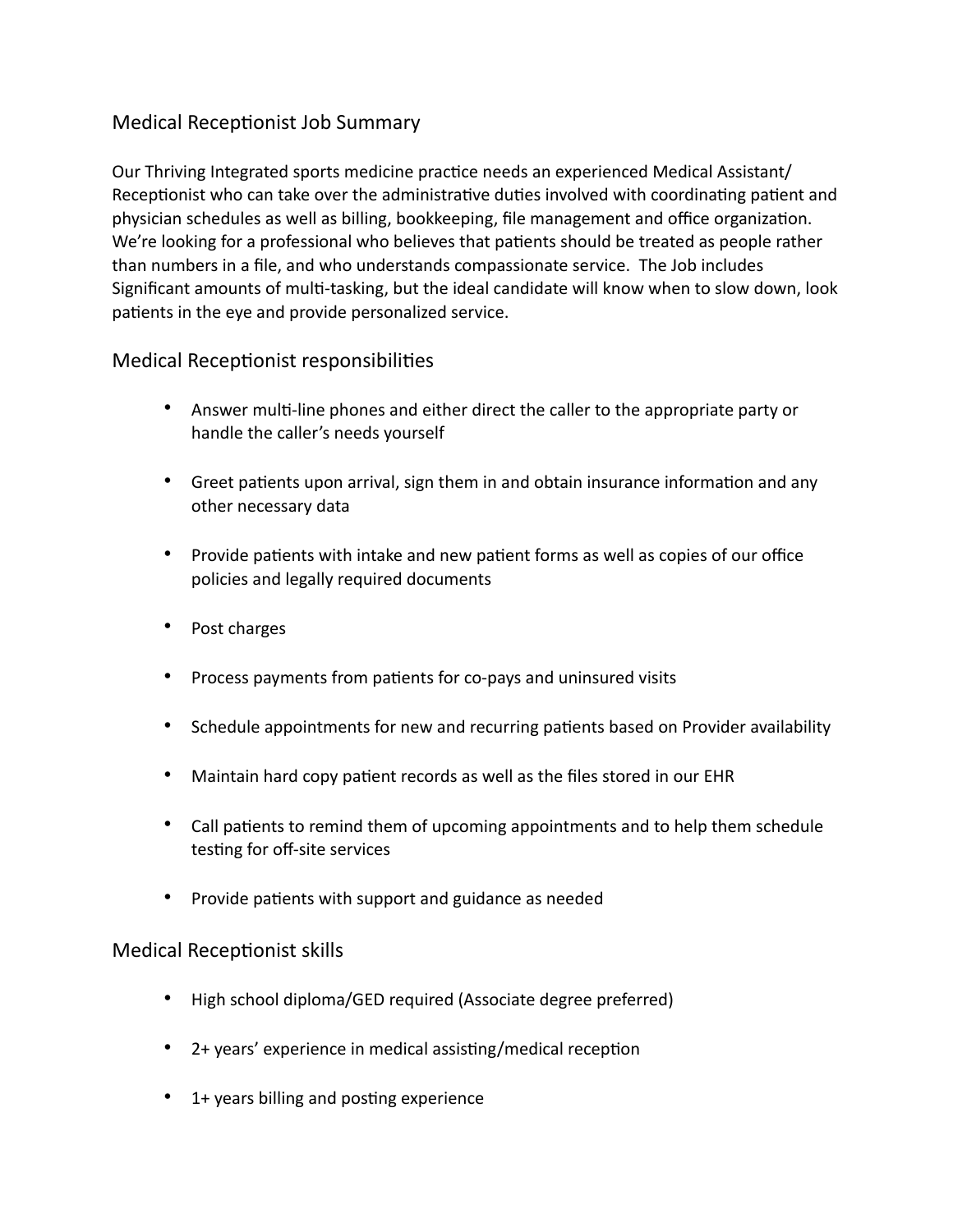## Medical Receptionist Job Summary

Our Thriving Integrated sports medicine practice needs an experienced Medical Assistant/ Receptionist who can take over the administrative duties involved with coordinating patient and physician schedules as well as billing, bookkeeping, file management and office organization. We're looking for a professional who believes that patients should be treated as people rather than numbers in a file, and who understands compassionate service. The Job includes Significant amounts of multi-tasking, but the ideal candidate will know when to slow down, look patients in the eye and provide personalized service.

## Medical Receptionist responsibilities

- Answer multi-line phones and either direct the caller to the appropriate party or handle the caller's needs yourself
- Greet patients upon arrival, sign them in and obtain insurance information and any other necessary data
- Provide patients with intake and new patient forms as well as copies of our office policies and legally required documents
- Post charges
- Process payments from patients for co-pays and uninsured visits
- Schedule appointments for new and recurring patients based on Provider availability
- Maintain hard copy patient records as well as the files stored in our EHR
- Call patients to remind them of upcoming appointments and to help them schedule testing for off-site services
- Provide patients with support and guidance as needed

## Medical Receptionist skills

- High school diploma/GED required (Associate degree preferred)
- 2+ years' experience in medical assisting/medical reception
- 1+ years billing and posting experience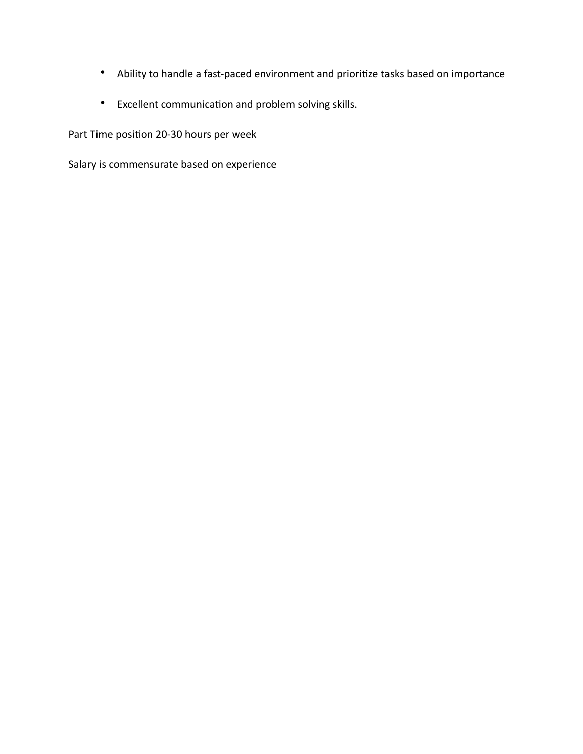- Ability to handle a fast-paced environment and prioritize tasks based on importance
- Excellent communication and problem solving skills.

Part Time position 20-30 hours per week

Salary is commensurate based on experience